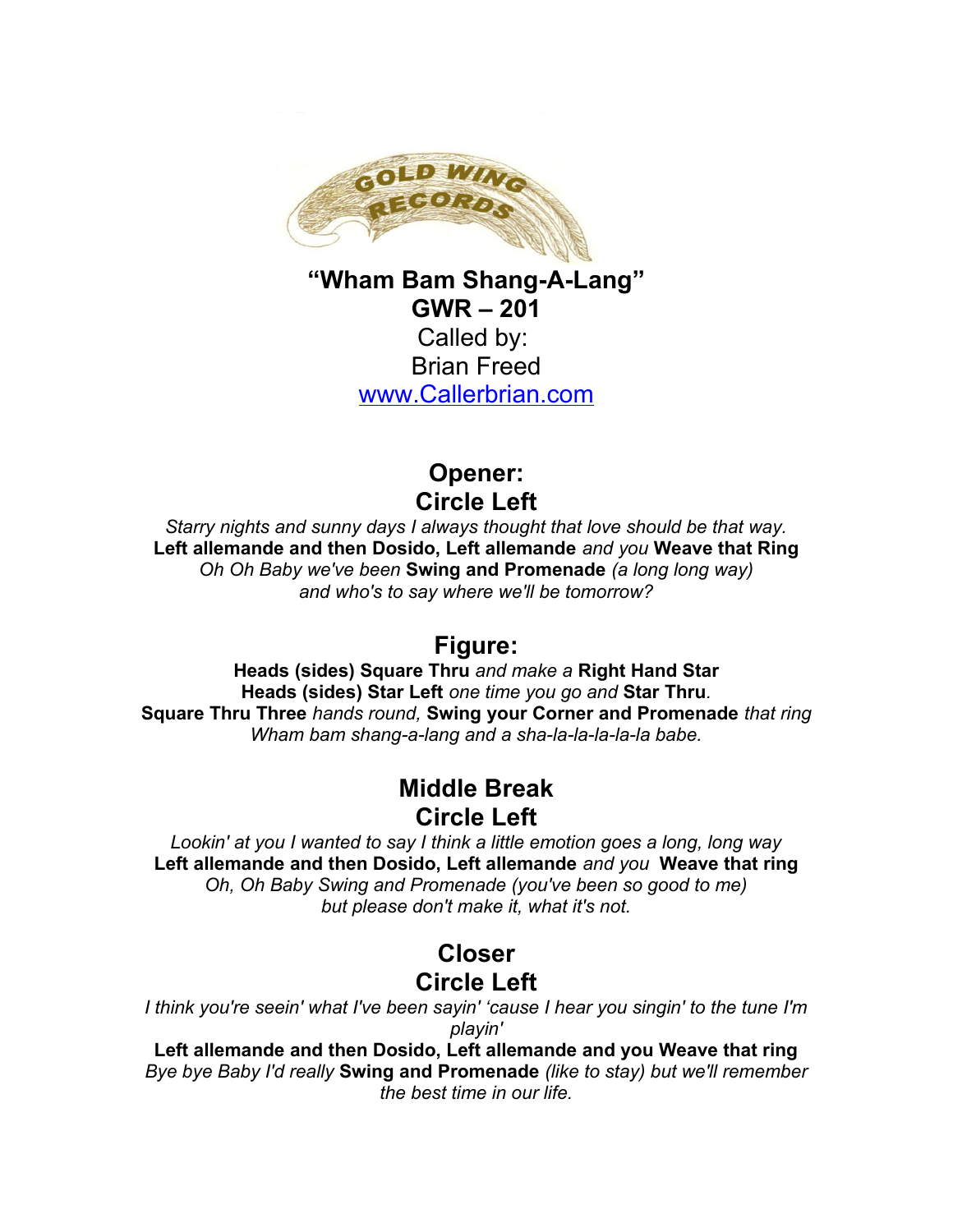GOLD WING RECORDS

# "Wham Bam Shang-A-Lang"

## GWR – 201

Called by:
Brian Freed
www.Callerbrian.com

## Opener:
## Circle Left

*Starry nights and sunny days I always thought that love should be that way.*
**Left allemande and then Dosido, Left allemande** *and you* **Weave that Ring**
*Oh Oh Baby we've been* **Swing and Promenade** *(a long long way)*
*and who's to say where we'll be tomorrow?*

## Figure:

**Heads (sides) Square Thru** *and make a* **Right Hand Star**
**Heads (sides) Star Left** *one time you go and* **Star Thru**.
**Square Thru Three** *hands round,* **Swing your Corner and Promenade** *that ring*
*Wham bam shang-a-lang and a sha-la-la-la-la-la babe.*

## Middle Break
## Circle Left

*Lookin' at you I wanted to say I think a little emotion goes a long, long way*
**Left allemande and then Dosido, Left allemande** *and you* **Weave that ring**
*Oh, Oh Baby Swing and Promenade (you've been so good to me)*
*but please don't make it, what it's not.*

## Closer
## Circle Left

*I think you're seein' what I've been sayin' 'cause I hear you singin' to the tune I'm playin'*
**Left allemande and then Dosido, Left allemande and you Weave that ring**
*Bye bye Baby I'd really* **Swing and Promenade** *(like to stay) but we'll remember the best time in our life.*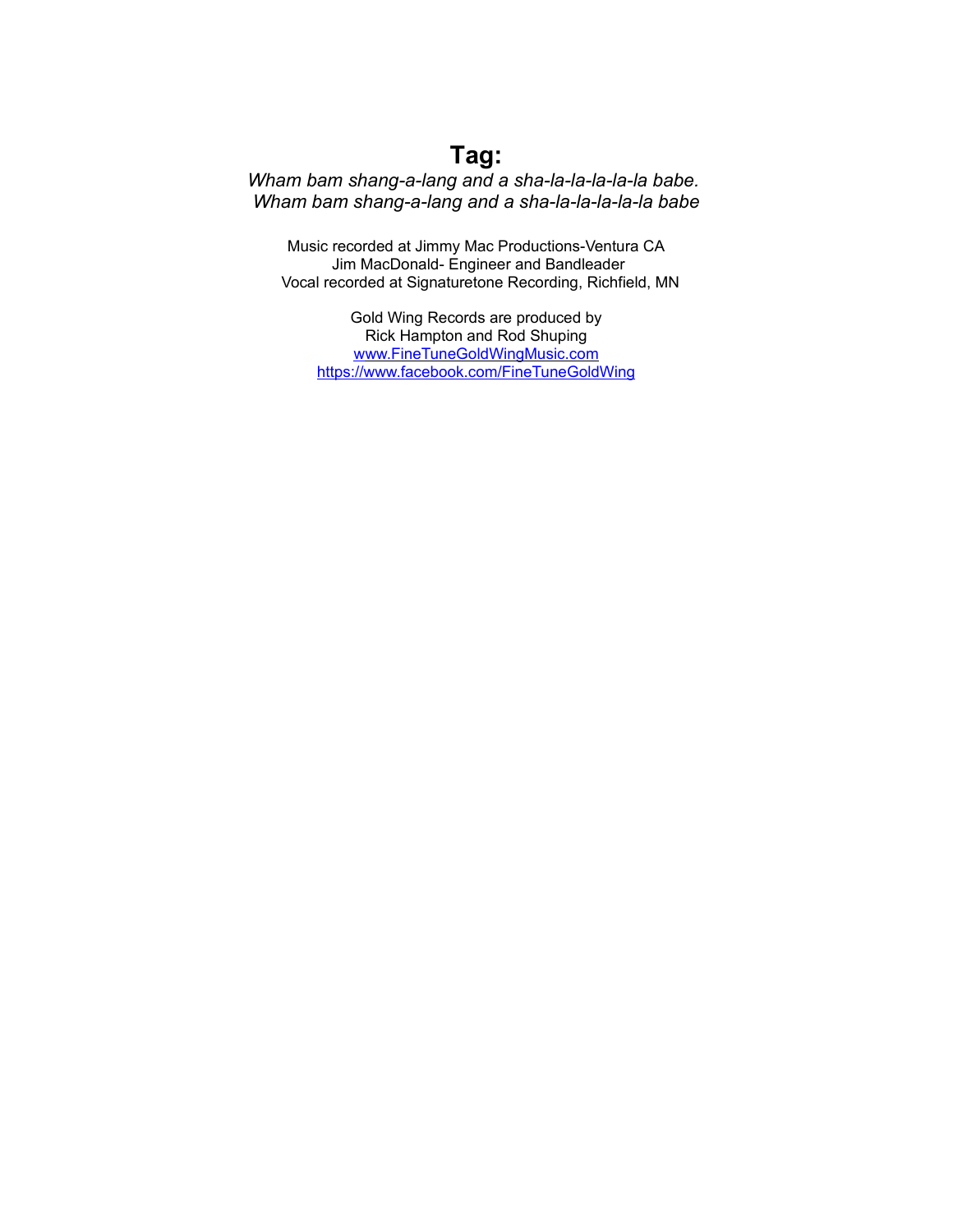## Tag:

*Wham bam shang-a-lang and a sha-la-la-la-la-la babe.*
*Wham bam shang-a-lang and a sha-la-la-la-la-la babe*

Music recorded at Jimmy Mac Productions-Ventura CA
Jim MacDonald- Engineer and Bandleader
Vocal recorded at Signaturetone Recording, Richfield, MN

Gold Wing Records are produced by
Rick Hampton and Rod Shuping
[www.FineTuneGoldWingMusic.com](http://www.FineTuneGoldWingMusic.com)
[https://www.facebook.com/FineTuneGoldWing](https://www.facebook.com/FineTuneGoldWing)